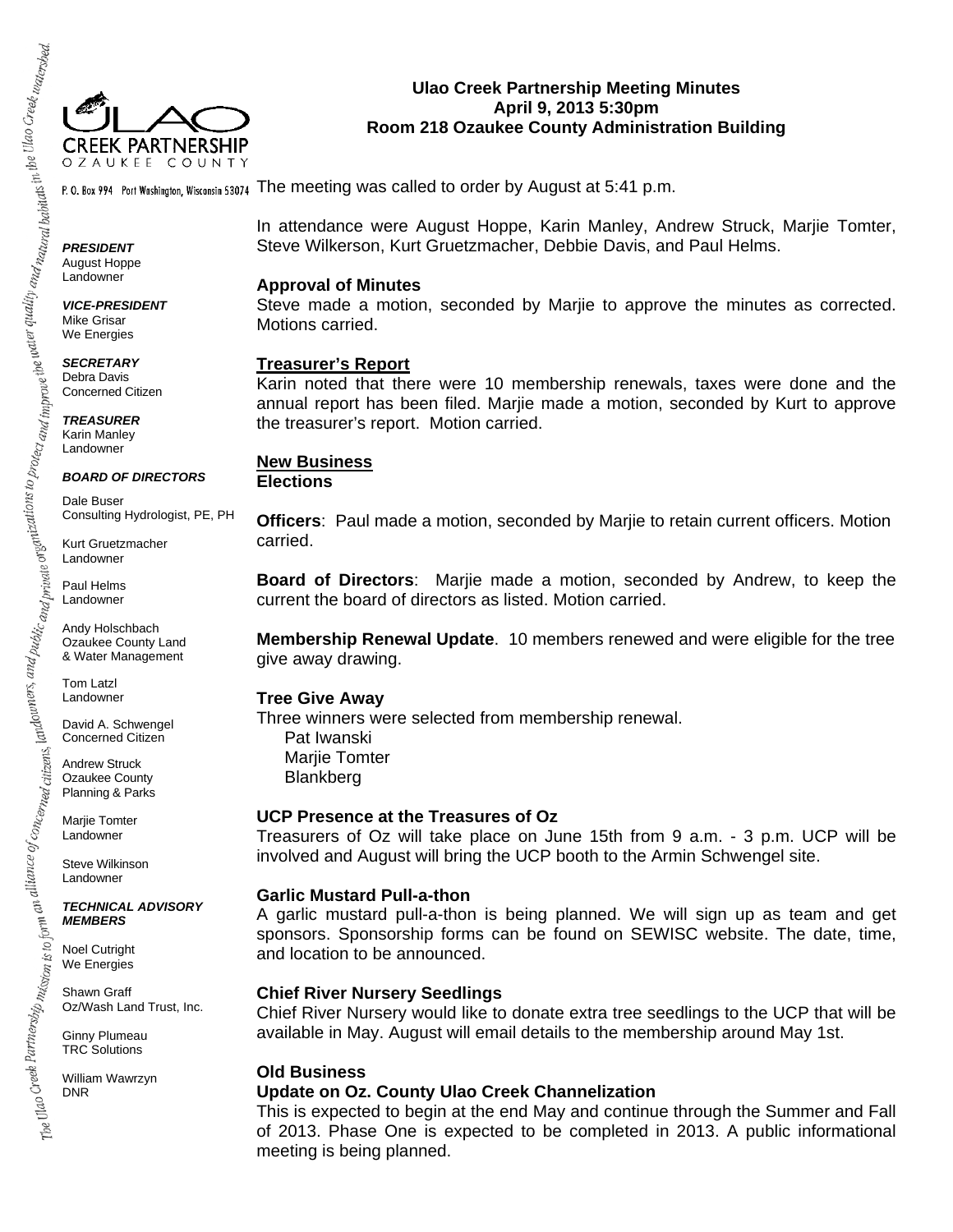**Ulao Creek Partnership Meeting Minutes**
**April 9, 2013 5:30pm**
**Room 218 Ozaukee County Administration Building**

ULAO CREEK PARTNERSHIP
OZAUKEE COUNTY

P. O. Box 994 Port Washington, Wisconsin 53074

*The Ulao Creek Partnership mission is to form an alliance of concerned citizens, landowners, and public and private organizations to protect and improve the water quality and natural habitats in the Ulao Creek watershed.*

***PRESIDENT***
August Hoppe
Landowner

***VICE-PRESIDENT***
Mike Grisar
We Energies

***SECRETARY***
Debra Davis
Concerned Citizen

***TREASURER***
Karin Manley
Landowner

***BOARD OF DIRECTORS***

Dale Buser
Consulting Hydrologist, PE, PH

Kurt Gruetzmacher
Landowner

Paul Helms
Landowner

Andy Holschbach
Ozaukee County Land & Water Management

Tom Latzl
Landowner

David A. Schwengel
Concerned Citizen

Andrew Struck
Ozaukee County Planning & Parks

Marjie Tomter
Landowner

Steve Wilkinson
Landowner

***TECHNICAL ADVISORY MEMBERS***

Noel Cutright
We Energies

Shawn Graff
Oz/Wash Land Trust, Inc.

Ginny Plumeau
TRC Solutions

William Wawrzyn
DNR

The meeting was called to order by August at 5:41 p.m.

In attendance were August Hoppe, Karin Manley, Andrew Struck, Marjie Tomter, Steve Wilkerson, Kurt Gruetzmacher, Debbie Davis, and Paul Helms.

**Approval of Minutes**
Steve made a motion, seconded by Marjie to approve the minutes as corrected. Motions carried.

**Treasurer's Report**
Karin noted that there were 10 membership renewals, taxes were done and the annual report has been filed. Marjie made a motion, seconded by Kurt to approve the treasurer's report. Motion carried.

**New Business**
**Elections**

**Officers**: Paul made a motion, seconded by Marjie to retain current officers. Motion carried.

**Board of Directors**: Marjie made a motion, seconded by Andrew, to keep the current the board of directors as listed. Motion carried.

**Membership Renewal Update**. 10 members renewed and were eligible for the tree give away drawing.

**Tree Give Away**
Three winners were selected from membership renewal.
- Pat Iwanski
- Marjie Tomter
- Blankberg

**UCP Presence at the Treasures of Oz**
Treasurers of Oz will take place on June 15th from 9 a.m. - 3 p.m. UCP will be involved and August will bring the UCP booth to the Armin Schwengel site.

**Garlic Mustard Pull-a-thon**
A garlic mustard pull-a-thon is being planned. We will sign up as team and get sponsors. Sponsorship forms can be found on SEWISC website. The date, time, and location to be announced.

**Chief River Nursery Seedlings**
Chief River Nursery would like to donate extra tree seedlings to the UCP that will be available in May. August will email details to the membership around May 1st.

**Old Business**
**Update on Oz. County Ulao Creek Channelization**
This is expected to begin at the end May and continue through the Summer and Fall of 2013. Phase One is expected to be completed in 2013. A public informational meeting is being planned.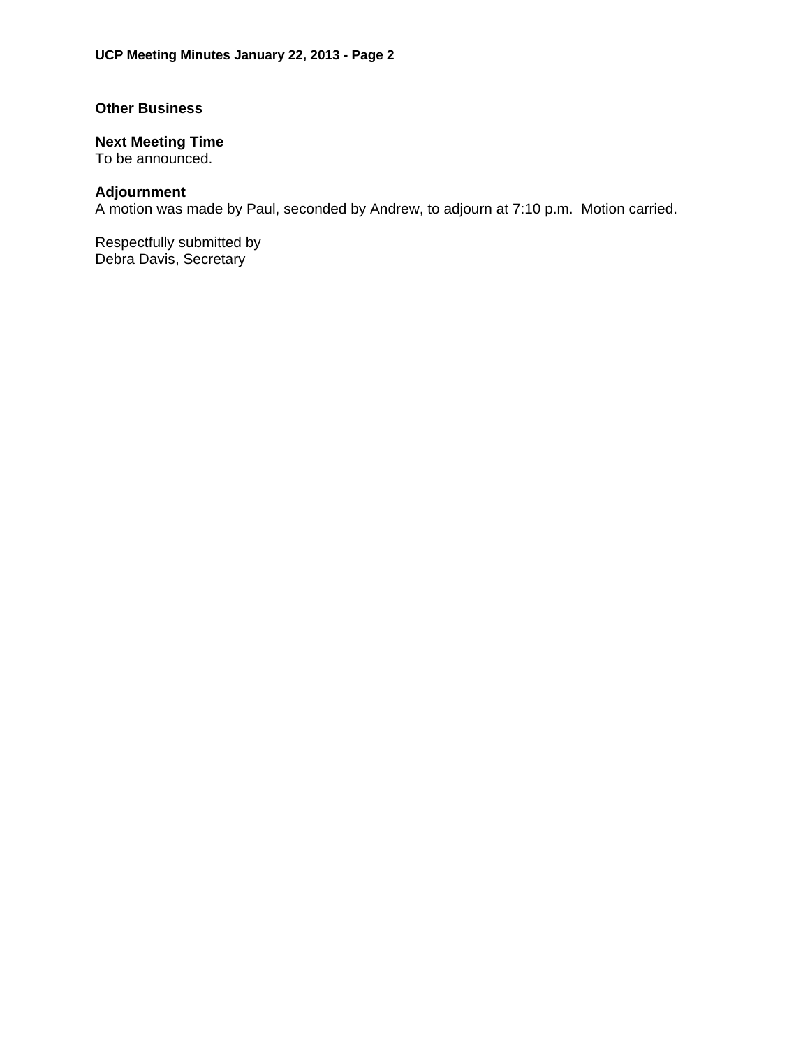**Other Business**

**Next Meeting Time**
To be announced.

**Adjournment**
A motion was made by Paul, seconded by Andrew, to adjourn at 7:10 p.m. Motion carried.

Respectfully submitted by
Debra Davis, Secretary